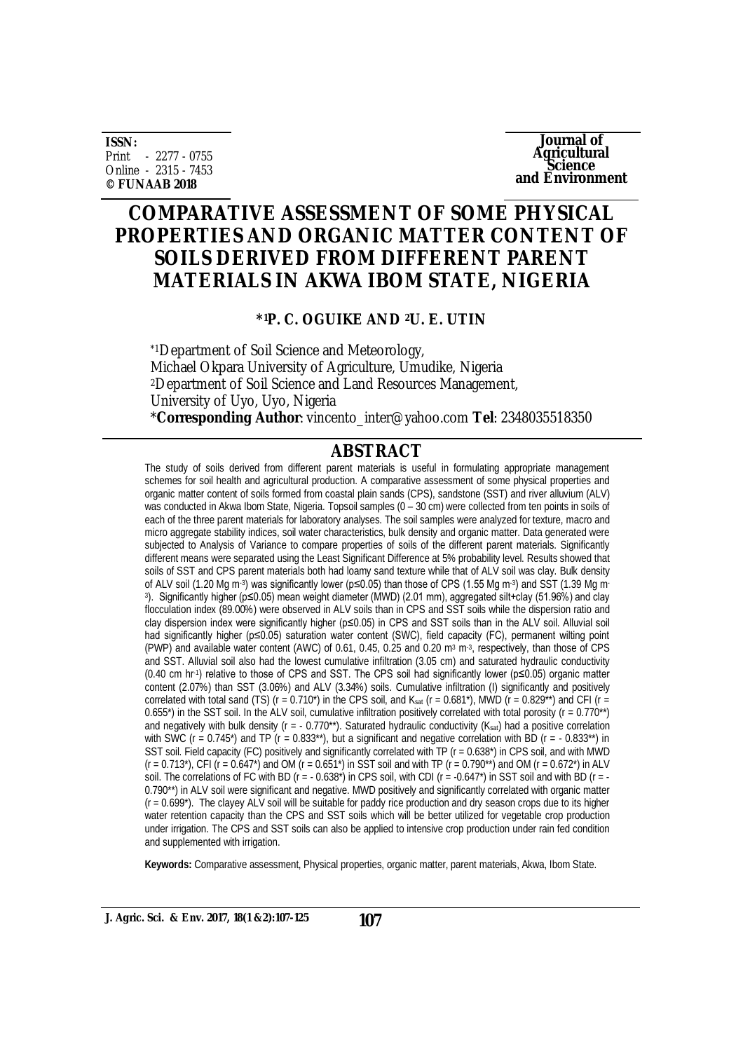**ISSN:**
Print - 2277 - 0755
Online - 2315 - 7453
**© FUNAAB 2018**

**Journal of Agricultural Science and Environment**

# COMPARATIVE ASSESSMENT OF SOME PHYSICAL PROPERTIES AND ORGANIC MATTER CONTENT OF SOILS DERIVED FROM DIFFERENT PARENT MATERIALS IN AKWA IBOM STATE, NIGERIA

**\*[1]P. C. OGUIKE AND [2]U. E. UTIN**

\*[1]Department of Soil Science and Meteorology,
Michael Okpara University of Agriculture, Umudike, Nigeria
[2]Department of Soil Science and Land Resources Management,
University of Uyo, Uyo, Nigeria
\***Corresponding Author**: vincento_inter@yahoo.com **Tel**: 2348035518350

## ABSTRACT

The study of soils derived from different parent materials is useful in formulating appropriate management schemes for soil health and agricultural production. A comparative assessment of some physical properties and organic matter content of soils formed from coastal plain sands (CPS), sandstone (SST) and river alluvium (ALV) was conducted in Akwa Ibom State, Nigeria. Topsoil samples (0 – 30 cm) were collected from ten points in soils of each of the three parent materials for laboratory analyses. The soil samples were analyzed for texture, macro and micro aggregate stability indices, soil water characteristics, bulk density and organic matter. Data generated were subjected to Analysis of Variance to compare properties of soils of the different parent materials. Significantly different means were separated using the Least Significant Difference at 5% probability level. Results showed that soils of SST and CPS parent materials both had loamy sand texture while that of ALV soil was clay. Bulk density of ALV soil (1.20 Mg $m^{-3}$) was significantly lower ($p \leq 0.05$) than those of CPS (1.55 Mg $m^{-3}$) and SST (1.39 Mg $m^{-3}$). Significantly higher ($p \leq 0.05$) mean weight diameter (MWD) (2.01 mm), aggregated silt+clay (51.96%) and clay flocculation index (89.00%) were observed in ALV soils than in CPS and SST soils while the dispersion ratio and clay dispersion index were significantly higher ($p \leq 0.05$) in CPS and SST soils than in the ALV soil. Alluvial soil had significantly higher ($p \leq 0.05$) saturation water content (SWC), field capacity (FC), permanent wilting point (PWP) and available water content (AWC) of 0.61, 0.45, 0.25 and 0.20 $m^3$ $m^{-3}$, respectively, than those of CPS and SST. Alluvial soil also had the lowest cumulative infiltration (3.05 cm) and saturated hydraulic conductivity (0.40 cm $hr^{-1}$) relative to those of CPS and SST. The CPS soil had significantly lower ($p \leq 0.05$) organic matter content (2.07%) than SST (3.06%) and ALV (3.34%) soils. Cumulative infiltration (I) significantly and positively correlated with total sand (TS) ($r = 0.710^*$) in the CPS soil, and $K_{sat}$ ($r = 0.681^*$), MWD ($r = 0.829^{**}$) and CFI ($r = 0.655^*$) in the SST soil. In the ALV soil, cumulative infiltration positively correlated with total porosity ($r = 0.770^{**}$) and negatively with bulk density ($r = -0.770^{**}$). Saturated hydraulic conductivity ($K_{sat}$) had a positive correlation with SWC ($r = 0.745^*$) and TP ($r = 0.833^{**}$), but a significant and negative correlation with BD ($r = -0.833^{**}$) in SST soil. Field capacity (FC) positively and significantly correlated with TP ($r = 0.638^*$) in CPS soil, and with MWD ($r = 0.713^*$), CFI ($r = 0.647^*$) and OM ($r = 0.651^*$) in SST soil and with TP ($r = 0.790^{**}$) and OM ($r = 0.672^*$) in ALV soil. The correlations of FC with BD ($r = -0.638^*$) in CPS soil, with CDI ($r = -0.647^*$) in SST soil and with BD ($r = -0.790^{**}$) in ALV soil were significant and negative. MWD positively and significantly correlated with organic matter ($r = 0.699^*$). The clayey ALV soil will be suitable for paddy rice production and dry season crops due to its higher water retention capacity than the CPS and SST soils which will be better utilized for vegetable crop production under irrigation. The CPS and SST soils can also be applied to intensive crop production under rain fed condition and supplemented with irrigation.

**Keywords:** Comparative assessment, Physical properties, organic matter, parent materials, Akwa, Ibom State.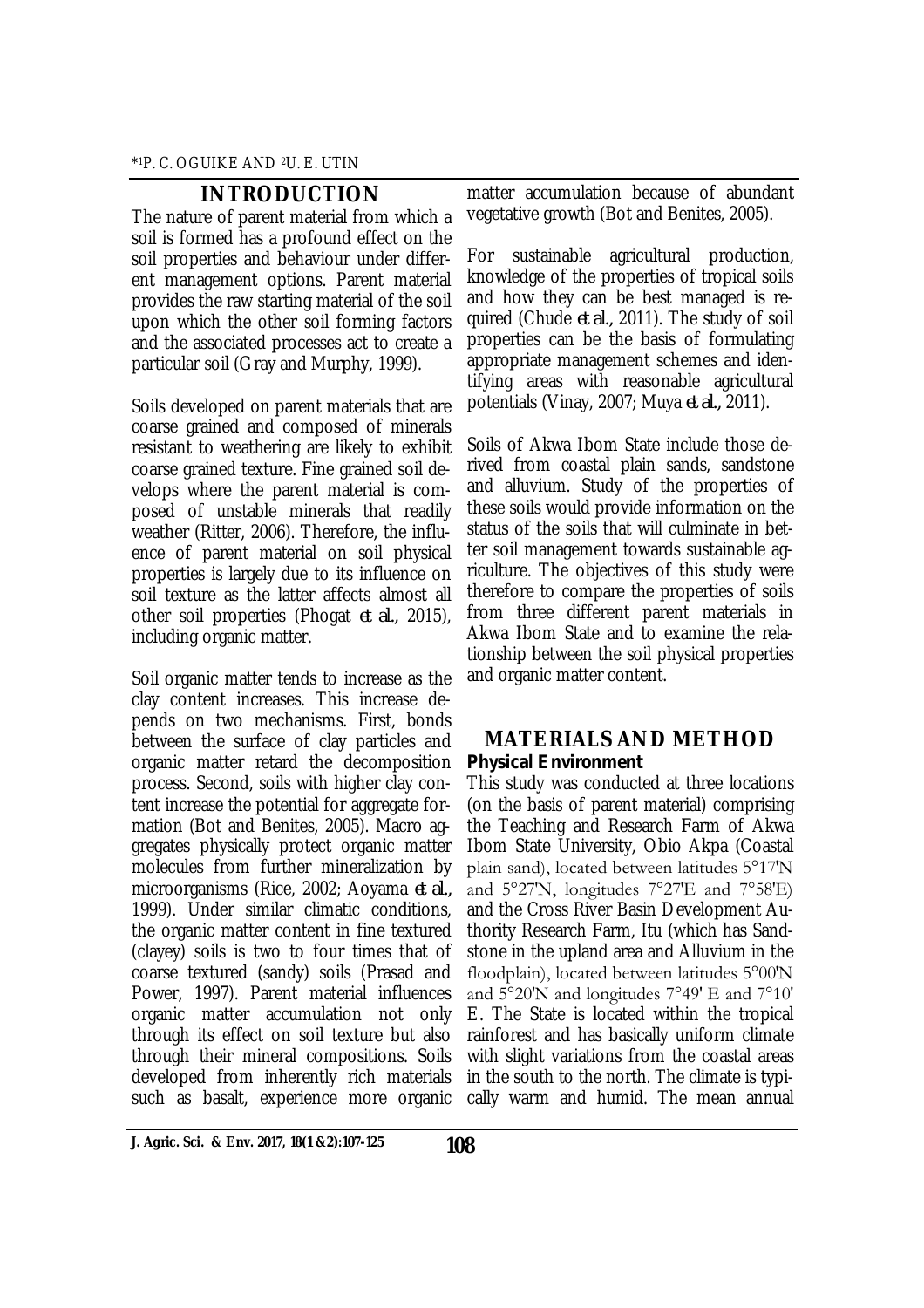## INTRODUCTION

The nature of parent material from which a soil is formed has a profound effect on the soil properties and behaviour under different management options. Parent material provides the raw starting material of the soil upon which the other soil forming factors and the associated processes act to create a particular soil (Gray and Murphy, 1999).

Soils developed on parent materials that are coarse grained and composed of minerals resistant to weathering are likely to exhibit coarse grained texture. Fine grained soil develops where the parent material is composed of unstable minerals that readily weather (Ritter, 2006). Therefore, the influence of parent material on soil physical properties is largely due to its influence on soil texture as the latter affects almost all other soil properties (Phogat *et al.,* 2015), including organic matter.

Soil organic matter tends to increase as the clay content increases. This increase depends on two mechanisms. First, bonds between the surface of clay particles and organic matter retard the decomposition process. Second, soils with higher clay content increase the potential for aggregate formation (Bot and Benites, 2005). Macro aggregates physically protect organic matter molecules from further mineralization by microorganisms (Rice, 2002; Aoyama *et al.,* 1999). Under similar climatic conditions, the organic matter content in fine textured (clayey) soils is two to four times that of coarse textured (sandy) soils (Prasad and Power, 1997). Parent material influences organic matter accumulation not only through its effect on soil texture but also through their mineral compositions. Soils developed from inherently rich materials such as basalt, experience more organic matter accumulation because of abundant vegetative growth (Bot and Benites, 2005).

For sustainable agricultural production, knowledge of the properties of tropical soils and how they can be best managed is required (Chude *et al.,* 2011). The study of soil properties can be the basis of formulating appropriate management schemes and identifying areas with reasonable agricultural potentials (Vinay, 2007; Muya *et al.,* 2011).

Soils of Akwa Ibom State include those derived from coastal plain sands, sandstone and alluvium. Study of the properties of these soils would provide information on the status of the soils that will culminate in better soil management towards sustainable agriculture. The objectives of this study were therefore to compare the properties of soils from three different parent materials in Akwa Ibom State and to examine the relationship between the soil physical properties and organic matter content.

## MATERIALS AND METHOD

### Physical Environment

This study was conducted at three locations (on the basis of parent material) comprising the Teaching and Research Farm of Akwa Ibom State University, Obio Akpa (Coastal plain sand), located between latitudes 5°17'N and 5°27'N, longitudes 7°27'E and 7°58'E) and the Cross River Basin Development Authority Research Farm, Itu (which has Sandstone in the upland area and Alluvium in the floodplain), located between latitudes 5°00'N and 5°20'N and longitudes 7°49' E and 7°10' E. The State is located within the tropical rainforest and has basically uniform climate with slight variations from the coastal areas in the south to the north. The climate is typically warm and humid. The mean annual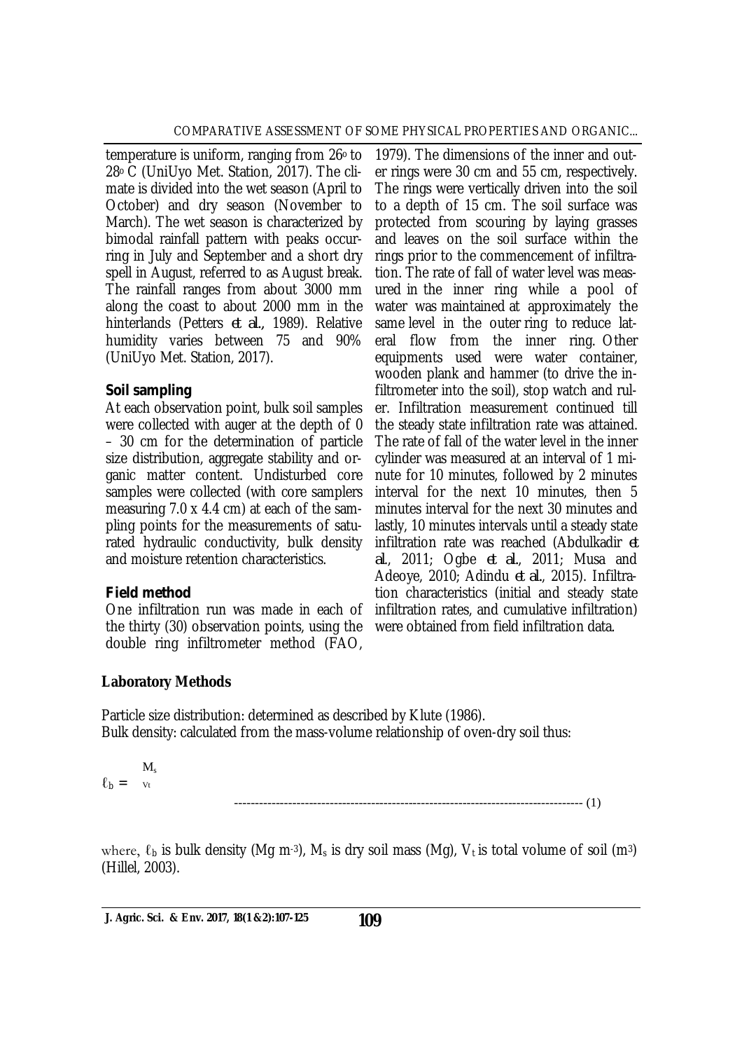temperature is uniform, ranging from $26^{o}$ to $28^{o}$ C (UniUyo Met. Station, 2017). The climate is divided into the wet season (April to October) and dry season (November to March). The wet season is characterized by bimodal rainfall pattern with peaks occurring in July and September and a short dry spell in August, referred to as August break. The rainfall ranges from about 3000 mm along the coast to about 2000 mm in the hinterlands (Petters *et al.*, 1989). Relative humidity varies between 75 and 90% (UniUyo Met. Station, 2017).

### Soil sampling

At each observation point, bulk soil samples were collected with auger at the depth of 0 – 30 cm for the determination of particle size distribution, aggregate stability and organic matter content. Undisturbed core samples were collected (with core samplers measuring 7.0 x 4.4 cm) at each of the sampling points for the measurements of saturated hydraulic conductivity, bulk density and moisture retention characteristics.

### Field method

One infiltration run was made in each of the thirty (30) observation points, using the double ring infiltrometer method (FAO, 1979). The dimensions of the inner and outer rings were 30 cm and 55 cm, respectively. The rings were vertically driven into the soil to a depth of 15 cm. The soil surface was protected from scouring by laying grasses and leaves on the soil surface within the rings prior to the commencement of infiltration. The rate of fall of water level was measured in the inner ring while a pool of water was maintained at approximately the same level in the outer ring to reduce lateral flow from the inner ring. Other equipments used were water container, wooden plank and hammer (to drive the infiltrometer into the soil), stop watch and ruler. Infiltration measurement continued till the steady state infiltration rate was attained. The rate of fall of the water level in the inner cylinder was measured at an interval of 1 minute for 10 minutes, followed by 2 minutes interval for the next 10 minutes, then 5 minutes interval for the next 30 minutes and lastly, 10 minutes intervals until a steady state infiltration rate was reached (Abdulkadir *et al.*, 2011; Ogbe *et al.*, 2011; Musa and Adeoye, 2010; Adindu *et al.*, 2015). Infiltration characteristics (initial and steady state infiltration rates, and cumulative infiltration) were obtained from field infiltration data.

## Laboratory Methods

Particle size distribution: determined as described by Klute (1986).
Bulk density: calculated from the mass-volume relationship of oven-dry soil thus:

$$\ell_b = \frac{M_s}{V_t} \qquad (1)$$

where, $\ell_b$ is bulk density (Mg $m^{-3}$), $M_s$ is dry soil mass (Mg), $V_t$ is total volume of soil ($m^3$) (Hillel, 2003).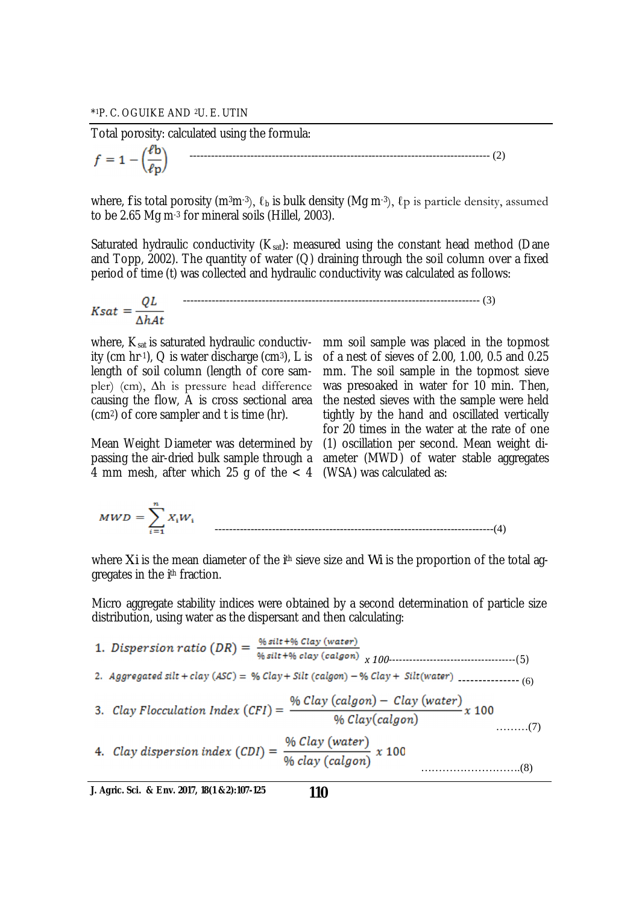Total porosity: calculated using the formula:

$$f = 1 - \left(\frac{\ell b}{\ell p}\right) \quad (2)$$

where, $f$ is total porosity ($m^3m^{-3}$), $\ell_b$ is bulk density ($Mg\ m^{-3}$), $\ell p$ is particle density, assumed to be 2.65 $Mg\ m^{-3}$ for mineral soils (Hillel, 2003).

Saturated hydraulic conductivity ($K_{sat}$): measured using the constant head method (Dane and Topp, 2002). The quantity of water (Q) draining through the soil column over a fixed period of time (t) was collected and hydraulic conductivity was calculated as follows:

$$Ksat = \frac{QL}{\Delta hAt} \quad (3)$$

where, $K_{sat}$ is saturated hydraulic conductivity ($cm\ hr^{-1}$), Q is water discharge ($cm^3$), L is length of soil column (length of core sampler) (cm), $\Delta h$ is pressure head difference causing the flow, A is cross sectional area ($cm^2$) of core sampler and t is time (hr).

Mean Weight Diameter was determined by passing the air-dried bulk sample through a 4 mm mesh, after which 25 g of the < 4 mm soil sample was placed in the topmost of a nest of sieves of 2.00, 1.00, 0.5 and 0.25 mm. The soil sample in the topmost sieve was presoaked in water for 10 min. Then, the nested sieves with the sample were held tightly by the hand and oscillated vertically for 20 times in the water at the rate of one (1) oscillation per second. Mean weight diameter (MWD) of water stable aggregates (WSA) was calculated as:

$$MWD = \sum_{i=1}^{n} X_i W_i \quad (4)$$

where $X_i$ is the mean diameter of the $i^{th}$ sieve size and $W_i$ is the proportion of the total aggregates in the $i^{th}$ fraction.

Micro aggregate stability indices were obtained by a second determination of particle size distribution, using water as the dispersant and then calculating:

1. $$Dispersion\ ratio\ (DR) = \frac{\%\ silt + \%\ Clay\ (water)}{\%\ silt + \%\ clay\ (calgon)}\ x\ 100 \quad (5)$$
2. $$Aggregated\ silt + clay\ (ASC) = \%\ Clay + Silt\ (calgon) - \%\ Clay + Silt (water) \quad (6)$$
3. $$Clay\ Flocculation\ Index\ (CFI) = \frac{\%\ Clay\ (calgon) - Clay\ (water)}{\%\ Clay (calgon)}\ x\ 100 \quad (7)$$
4. $$Clay\ dispersion\ index\ (CDI) = \frac{\%\ Clay\ (water)}{\%\ clay\ (calgon)}\ x\ 100 \quad (8)$$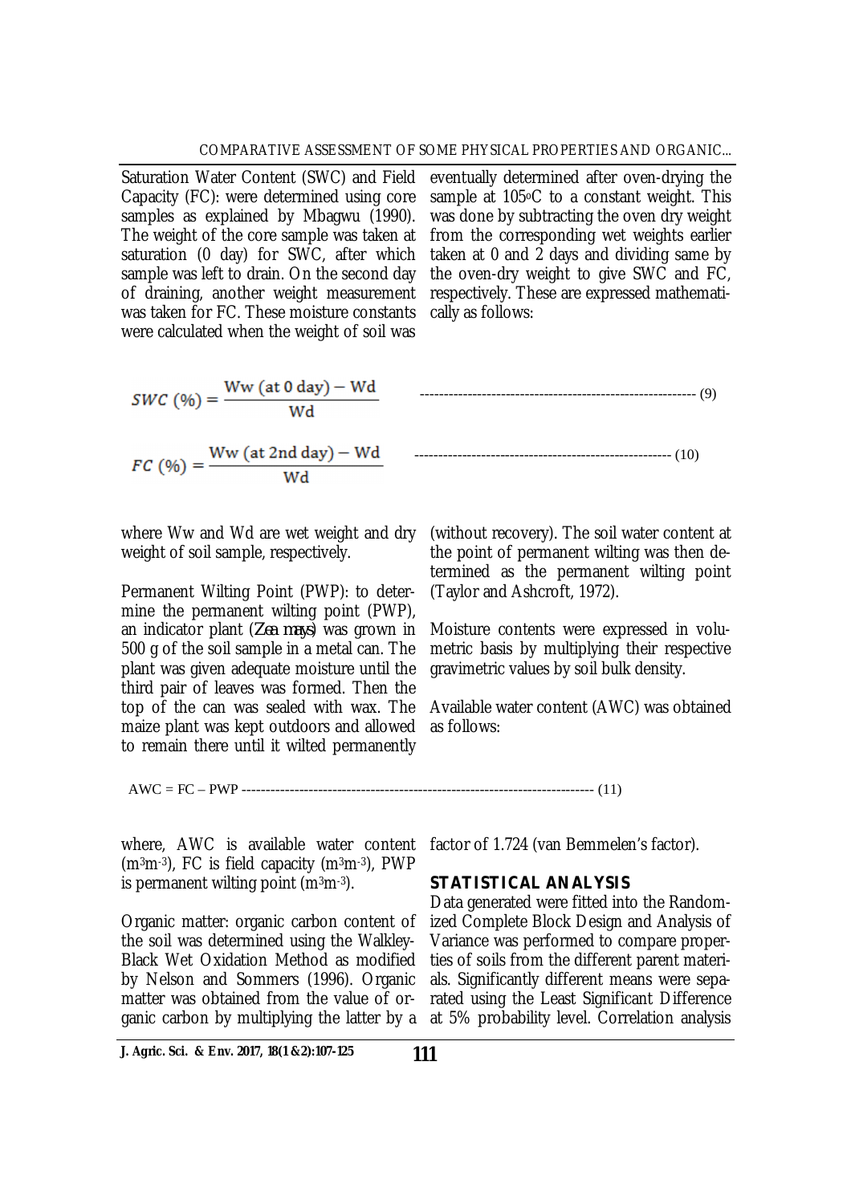Saturation Water Content (SWC) and Field Capacity (FC): were determined using core samples as explained by Mbagwu (1990). The weight of the core sample was taken at saturation (0 day) for SWC, after which sample was left to drain. On the second day of draining, another weight measurement was taken for FC. These moisture constants were calculated when the weight of soil was eventually determined after oven-drying the sample at 105°C to a constant weight. This was done by subtracting the oven dry weight from the corresponding wet weights earlier taken at 0 and 2 days and dividing same by the oven-dry weight to give SWC and FC, respectively. These are expressed mathematically as follows:

$$SWC\ (\%) = \frac{\text{Ww (at 0 day)} - \text{Wd}}{\text{Wd}} \quad \text{------------------------------} \quad (9)$$

$$FC\ (\%) = \frac{\text{Ww (at 2nd day)} - \text{Wd}}{\text{Wd}} \quad \text{------------------------------} \quad (10)$$

where Ww and Wd are wet weight and dry weight of soil sample, respectively.

Permanent Wilting Point (PWP): to determine the permanent wilting point (PWP), an indicator plant (*Zea mays*) was grown in 500 g of the soil sample in a metal can. The plant was given adequate moisture until the third pair of leaves was formed. Then the top of the can was sealed with wax. The maize plant was kept outdoors and allowed to remain there until it wilted permanently (without recovery). The soil water content at the point of permanent wilting was then determined as the permanent wilting point (Taylor and Ashcroft, 1972).

Moisture contents were expressed in volumetric basis by multiplying their respective gravimetric values by soil bulk density.

Available water content (AWC) was obtained as follows:

$$AWC = FC - PWP \quad \text{------------------------------------------} \quad (11)$$

where, AWC is available water content ($m^3m^{-3}$), FC is field capacity ($m^3m^{-3}$), PWP is permanent wilting point ($m^3m^{-3}$).

Organic matter: organic carbon content of the soil was determined using the Walkley-Black Wet Oxidation Method as modified by Nelson and Sommers (1996). Organic matter was obtained from the value of organic carbon by multiplying the latter by a factor of 1.724 (van Bemmelen's factor).

## STATISTICAL ANALYSIS

Data generated were fitted into the Randomized Complete Block Design and Analysis of Variance was performed to compare properties of soils from the different parent materials. Significantly different means were separated using the Least Significant Difference at 5% probability level. Correlation analysis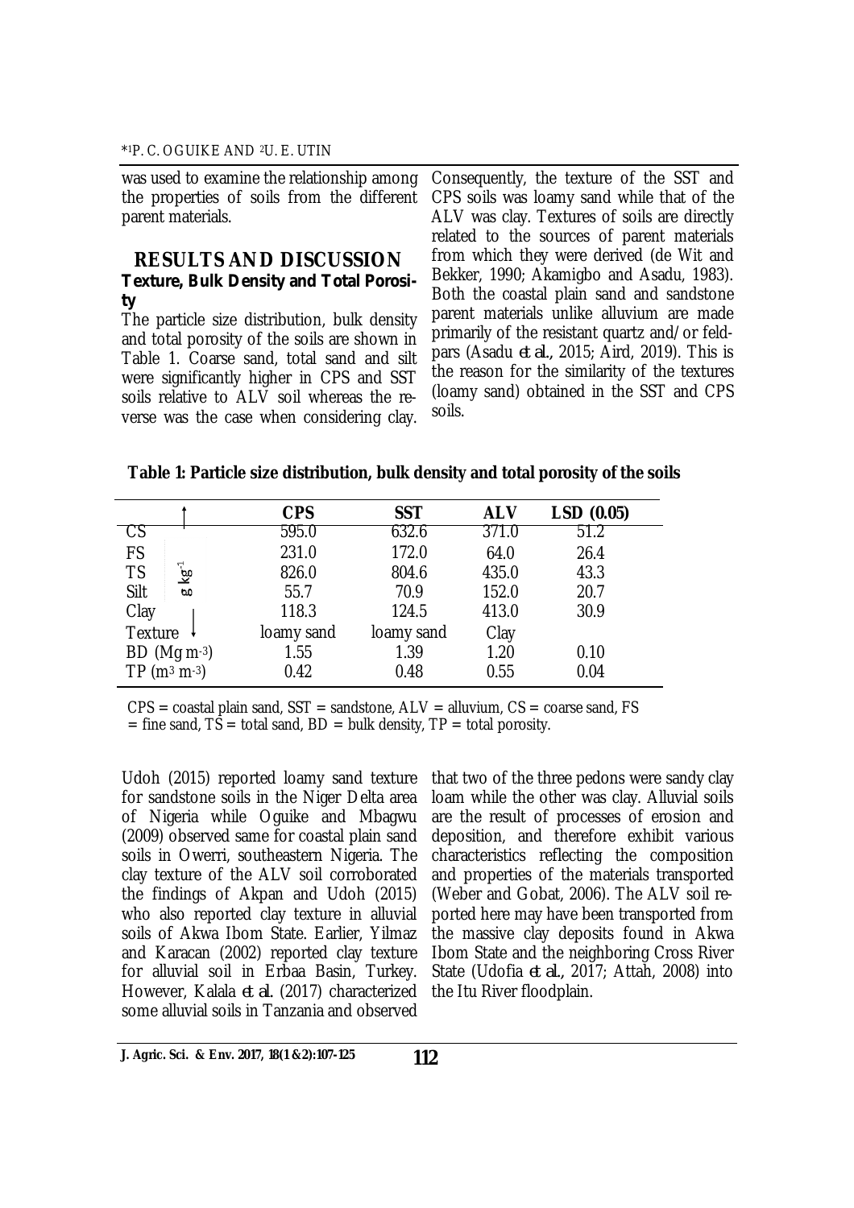was used to examine the relationship among the properties of soils from the different parent materials.

## RESULTS AND DISCUSSION

### Texture, Bulk Density and Total Porosity

The particle size distribution, bulk density and total porosity of the soils are shown in Table 1. Coarse sand, total sand and silt were significantly higher in CPS and SST soils relative to ALV soil whereas the reverse was the case when considering clay. Consequently, the texture of the SST and CPS soils was loamy sand while that of the ALV was clay. Textures of soils are directly related to the sources of parent materials from which they were derived (de Wit and Bekker, 1990; Akamigbo and Asadu, 1983). Both the coastal plain sand and sandstone parent materials unlike alluvium are made primarily of the resistant quartz and/or feldpars (Asadu *et al.*, 2015; Aird, 2019). This is the reason for the similarity of the textures (loamy sand) obtained in the SST and CPS soils.

**Table 1: Particle size distribution, bulk density and total porosity of the soils**

| | CPS | SST | ALV | LSD (0.05) |
|---|---|---|---|---|
| CS ($g\ kg^{-1}$) | 595.0 | 632.6 | 371.0 | 51.2 |
| FS ($g\ kg^{-1}$) | 231.0 | 172.0 | 64.0 | 26.4 |
| TS ($g\ kg^{-1}$) | 826.0 | 804.6 | 435.0 | 43.3 |
| Silt ($g\ kg^{-1}$) | 55.7 | 70.9 | 152.0 | 20.7 |
| Clay ($g\ kg^{-1}$) | 118.3 | 124.5 | 413.0 | 30.9 |
| Texture | loamy sand | loamy sand | Clay | |
| BD ($Mg\ m^{-3}$) | 1.55 | 1.39 | 1.20 | 0.10 |
| TP ($m^3\ m^{-3}$) | 0.42 | 0.48 | 0.55 | 0.04 |

CPS = coastal plain sand, SST = sandstone, ALV = alluvium, CS = coarse sand, FS = fine sand, TS = total sand, BD = bulk density, TP = total porosity.

Udoh (2015) reported loamy sand texture for sandstone soils in the Niger Delta area of Nigeria while Oguike and Mbagwu (2009) observed same for coastal plain sand soils in Owerri, southeastern Nigeria. The clay texture of the ALV soil corroborated the findings of Akpan and Udoh (2015) who also reported clay texture in alluvial soils of Akwa Ibom State. Earlier, Yilmaz and Karacan (2002) reported clay texture for alluvial soil in Erbaa Basin, Turkey. However, Kalala *et al.* (2017) characterized some alluvial soils in Tanzania and observed that two of the three pedons were sandy clay loam while the other was clay. Alluvial soils are the result of processes of erosion and deposition, and therefore exhibit various characteristics reflecting the composition and properties of the materials transported (Weber and Gobat, 2006). The ALV soil reported here may have been transported from the massive clay deposits found in Akwa Ibom State and the neighboring Cross River State (Udofia *et al.*, 2017; Attah, 2008) into the Itu River floodplain.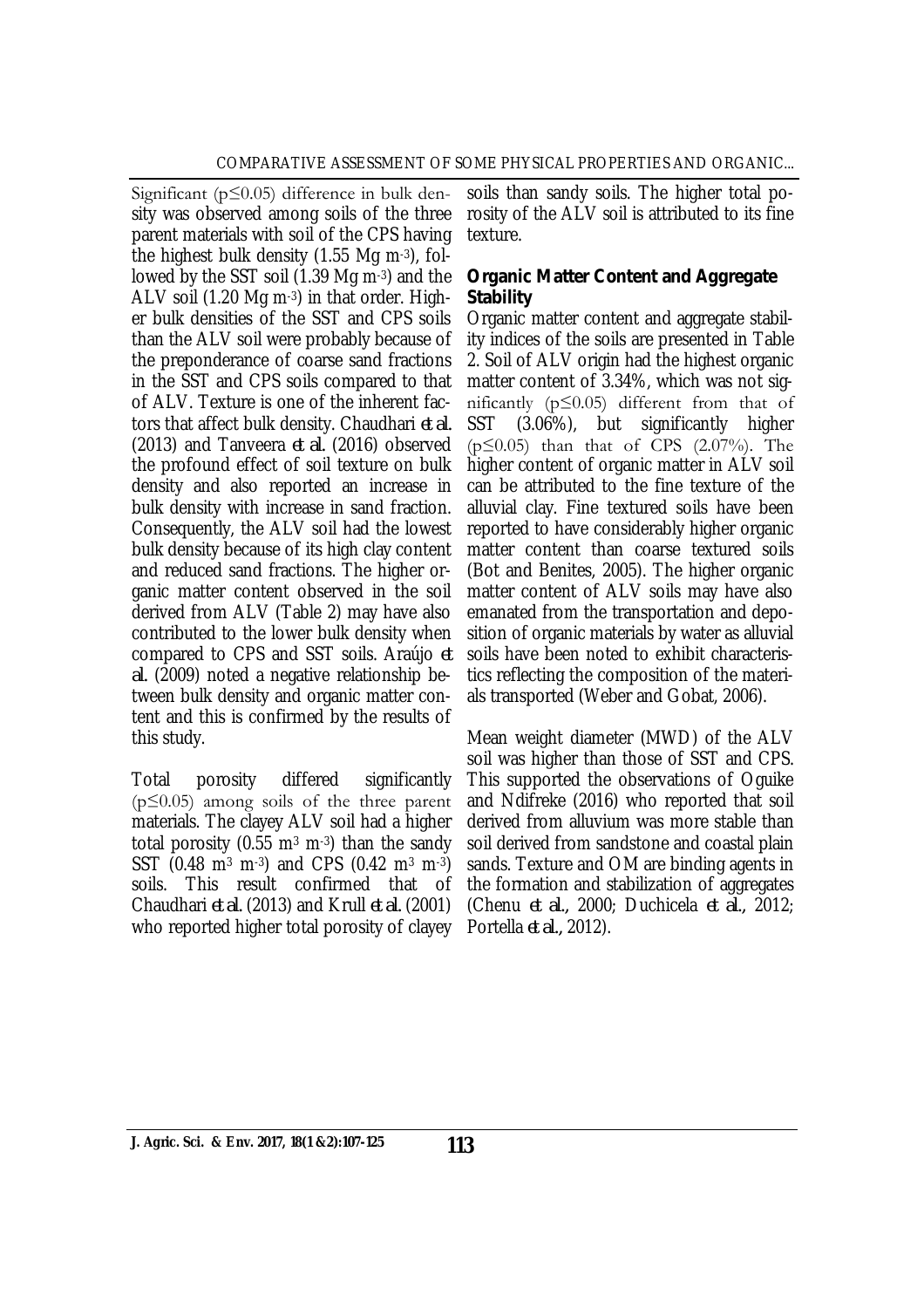Significant ($p \leq 0.05$) difference in bulk density was observed among soils of the three parent materials with soil of the CPS having the highest bulk density (1.55 Mg $m^{-3}$), followed by the SST soil (1.39 Mg $m^{-3}$) and the ALV soil (1.20 Mg $m^{-3}$) in that order. Higher bulk densities of the SST and CPS soils than the ALV soil were probably because of the preponderance of coarse sand fractions in the SST and CPS soils compared to that of ALV. Texture is one of the inherent factors that affect bulk density. Chaudhari *et al.* (2013) and Tanveera *et al.* (2016) observed the profound effect of soil texture on bulk density and also reported an increase in bulk density with increase in sand fraction. Consequently, the ALV soil had the lowest bulk density because of its high clay content and reduced sand fractions. The higher organic matter content observed in the soil derived from ALV (Table 2) may have also contributed to the lower bulk density when compared to CPS and SST soils. Araújo *et al.* (2009) noted a negative relationship between bulk density and organic matter content and this is confirmed by the results of this study.

Total porosity differed significantly ($p \leq 0.05$) among soils of the three parent materials. The clayey ALV soil had a higher total porosity (0.55 $m^3$ $m^{-3}$) than the sandy SST (0.48 $m^3$ $m^{-3}$) and CPS (0.42 $m^3$ $m^{-3}$) soils. This result confirmed that of Chaudhari *et al.* (2013) and Krull *et al.* (2001) who reported higher total porosity of clayey soils than sandy soils. The higher total porosity of the ALV soil is attributed to its fine texture.

### Organic Matter Content and Aggregate Stability

Organic matter content and aggregate stability indices of the soils are presented in Table 2. Soil of ALV origin had the highest organic matter content of 3.34%, which was not significantly ($p \leq 0.05$) different from that of SST (3.06%), but significantly higher ($p \leq 0.05$) than that of CPS (2.07%). The higher content of organic matter in ALV soil can be attributed to the fine texture of the alluvial clay. Fine textured soils have been reported to have considerably higher organic matter content than coarse textured soils (Bot and Benites, 2005). The higher organic matter content of ALV soils may have also emanated from the transportation and deposition of organic materials by water as alluvial soils have been noted to exhibit characteristics reflecting the composition of the materials transported (Weber and Gobat, 2006).

Mean weight diameter (MWD) of the ALV soil was higher than those of SST and CPS. This supported the observations of Oguike and Ndifreke (2016) who reported that soil derived from alluvium was more stable than soil derived from sandstone and coastal plain sands. Texture and OM are binding agents in the formation and stabilization of aggregates (Chenu *et al.*, 2000; Duchicela *et al.*, 2012; Portella *et al.*, 2012).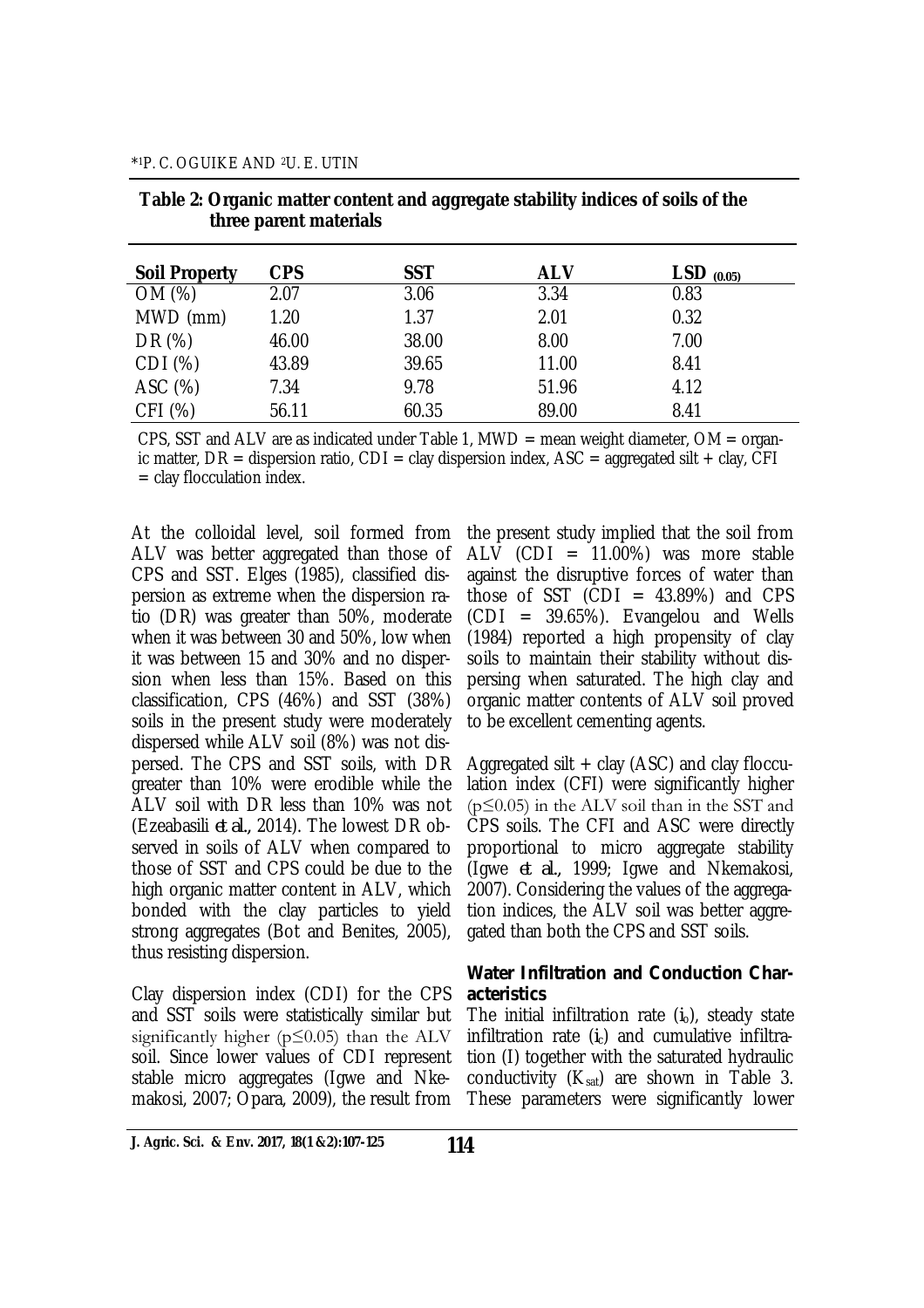**Table 2: Organic matter content and aggregate stability indices of soils of the three parent materials**

| Soil Property | CPS | SST | ALV | $LSD_{(0.05)}$ |
|---|---|---|---|---|
| OM (%) | 2.07 | 3.06 | 3.34 | 0.83 |
| MWD (mm) | 1.20 | 1.37 | 2.01 | 0.32 |
| DR (%) | 46.00 | 38.00 | 8.00 | 7.00 |
| CDI (%) | 43.89 | 39.65 | 11.00 | 8.41 |
| ASC (%) | 7.34 | 9.78 | 51.96 | 4.12 |
| CFI (%) | 56.11 | 60.35 | 89.00 | 8.41 |

CPS, SST and ALV are as indicated under Table 1, MWD = mean weight diameter, OM = organic matter, DR = dispersion ratio, CDI = clay dispersion index, ASC = aggregated silt + clay, CFI = clay flocculation index.

At the colloidal level, soil formed from ALV was better aggregated than those of CPS and SST. Elges (1985), classified dispersion as extreme when the dispersion ratio (DR) was greater than 50%, moderate when it was between 30 and 50%, low when it was between 15 and 30% and no dispersion when less than 15%. Based on this classification, CPS (46%) and SST (38%) soils in the present study were moderately dispersed while ALV soil (8%) was not dispersed. The CPS and SST soils, with DR greater than 10% were erodible while the ALV soil with DR less than 10% was not (Ezeabasili *et al.*, 2014). The lowest DR observed in soils of ALV when compared to those of SST and CPS could be due to the high organic matter content in ALV, which bonded with the clay particles to yield strong aggregates (Bot and Benites, 2005), thus resisting dispersion.

Clay dispersion index (CDI) for the CPS and SST soils were statistically similar but significantly higher ($p \leq 0.05$) than the ALV soil. Since lower values of CDI represent stable micro aggregates (Igwe and Nkemakosi, 2007; Opara, 2009), the result from the present study implied that the soil from ALV (CDI = 11.00%) was more stable against the disruptive forces of water than those of SST (CDI = 43.89%) and CPS (CDI = 39.65%). Evangelou and Wells (1984) reported a high propensity of clay soils to maintain their stability without dispersing when saturated. The high clay and organic matter contents of ALV soil proved to be excellent cementing agents.

Aggregated silt + clay (ASC) and clay flocculation index (CFI) were significantly higher ($p \leq 0.05$) in the ALV soil than in the SST and CPS soils. The CFI and ASC were directly proportional to micro aggregate stability (Igwe *et al.*, 1999; Igwe and Nkemakosi, 2007). Considering the values of the aggregation indices, the ALV soil was better aggregated than both the CPS and SST soils.

### Water Infiltration and Conduction Characteristics

The initial infiltration rate ($i_o$), steady state infiltration rate ($i_c$) and cumulative infiltration (I) together with the saturated hydraulic conductivity ($K_{sat}$) are shown in Table 3. These parameters were significantly lower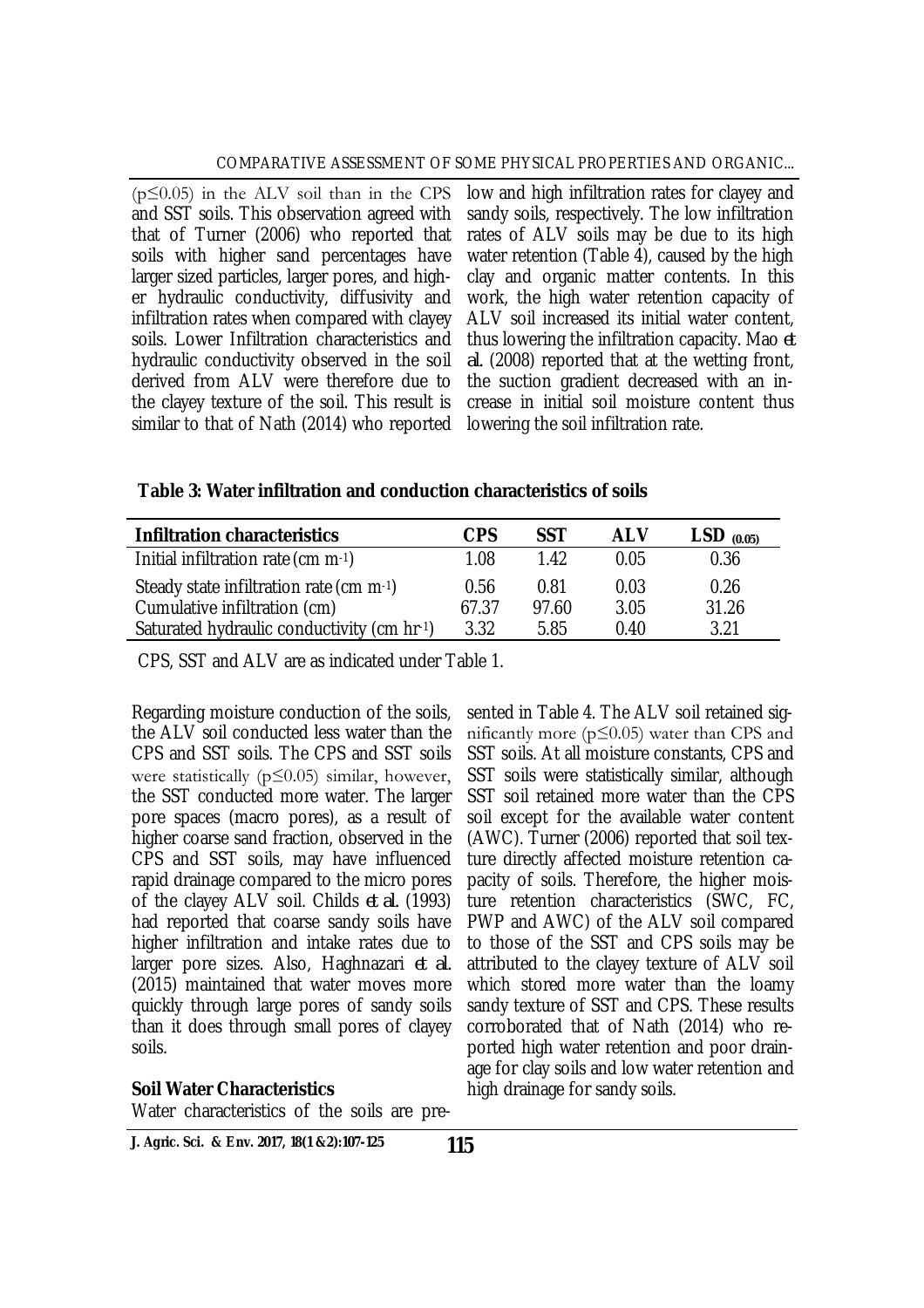($p \leq 0.05$) in the ALV soil than in the CPS and SST soils. This observation agreed with that of Turner (2006) who reported that soils with higher sand percentages have larger sized particles, larger pores, and higher hydraulic conductivity, diffusivity and infiltration rates when compared with clayey soils. Lower Infiltration characteristics and hydraulic conductivity observed in the soil derived from ALV were therefore due to the clayey texture of the soil. This result is similar to that of Nath (2014) who reported low and high infiltration rates for clayey and sandy soils, respectively. The low infiltration rates of ALV soils may be due to its high water retention (Table 4), caused by the high clay and organic matter contents. In this work, the high water retention capacity of ALV soil increased its initial water content, thus lowering the infiltration capacity. Mao *et al.* (2008) reported that at the wetting front, the suction gradient decreased with an increase in initial soil moisture content thus lowering the soil infiltration rate.

**Table 3: Water infiltration and conduction characteristics of soils**

| Infiltration characteristics | CPS | SST | ALV | $LSD_{(0.05)}$ |
|---|---|---|---|---|
| Initial infiltration rate (cm $m^{-1}$) | 1.08 | 1.42 | 0.05 | 0.36 |
| Steady state infiltration rate (cm $m^{-1}$) | 0.56 | 0.81 | 0.03 | 0.26 |
| Cumulative infiltration (cm) | 67.37 | 97.60 | 3.05 | 31.26 |
| Saturated hydraulic conductivity (cm $hr^{-1}$) | 3.32 | 5.85 | 0.40 | 3.21 |

CPS, SST and ALV are as indicated under Table 1.

Regarding moisture conduction of the soils, the ALV soil conducted less water than the CPS and SST soils. The CPS and SST soils were statistically ($p \leq 0.05$) similar, however, the SST conducted more water. The larger pore spaces (macro pores), as a result of higher coarse sand fraction, observed in the CPS and SST soils, may have influenced rapid drainage compared to the micro pores of the clayey ALV soil. Childs *et al.* (1993) had reported that coarse sandy soils have higher infiltration and intake rates due to larger pore sizes. Also, Haghnazari *et al.* (2015) maintained that water moves more quickly through large pores of sandy soils than it does through small pores of clayey soils.

**Soil Water Characteristics**

Water characteristics of the soils are presented in Table 4. The ALV soil retained significantly more ($p \leq 0.05$) water than CPS and SST soils. At all moisture constants, CPS and SST soils were statistically similar, although SST soil retained more water than the CPS soil except for the available water content (AWC). Turner (2006) reported that soil texture directly affected moisture retention capacity of soils. Therefore, the higher moisture retention characteristics (SWC, FC, PWP and AWC) of the ALV soil compared to those of the SST and CPS soils may be attributed to the clayey texture of ALV soil which stored more water than the loamy sandy texture of SST and CPS. These results corroborated that of Nath (2014) who reported high water retention and poor drainage for clay soils and low water retention and high drainage for sandy soils.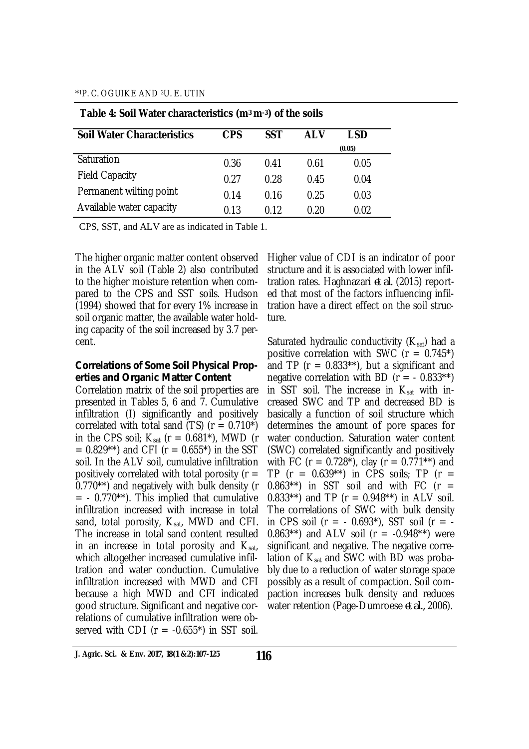**Table 4: Soil Water characteristics ($m^3 m^{-3}$) of the soils**

| Soil Water Characteristics | CPS | SST | ALV | LSD (0.05) |
|---|---|---|---|---|
| Saturation | 0.36 | 0.41 | 0.61 | 0.05 |
| Field Capacity | 0.27 | 0.28 | 0.45 | 0.04 |
| Permanent wilting point | 0.14 | 0.16 | 0.25 | 0.03 |
| Available water capacity | 0.13 | 0.12 | 0.20 | 0.02 |

CPS, SST, and ALV are as indicated in Table 1.

The higher organic matter content observed in the ALV soil (Table 2) also contributed to the higher moisture retention when compared to the CPS and SST soils. Hudson (1994) showed that for every 1% increase in soil organic matter, the available water holding capacity of the soil increased by 3.7 percent.

**Correlations of Some Soil Physical Properties and Organic Matter Content**

Correlation matrix of the soil properties are presented in Tables 5, 6 and 7. Cumulative infiltration (I) significantly and positively correlated with total sand (TS) (r = 0.710*) in the CPS soil; $K_{sat}$ (r = 0.681*), MWD (r = 0.829**) and CFI (r = 0.655*) in the SST soil. In the ALV soil, cumulative infiltration positively correlated with total porosity (r = 0.770**) and negatively with bulk density (r = - 0.770**). This implied that cumulative infiltration increased with increase in total sand, total porosity, $K_{sat}$, MWD and CFI. The increase in total sand content resulted in an increase in total porosity and $K_{sat}$, which altogether increased cumulative infiltration and water conduction. Cumulative infiltration increased with MWD and CFI because a high MWD and CFI indicated good structure. Significant and negative correlations of cumulative infiltration were observed with CDI (r = -0.655*) in SST soil. Higher value of CDI is an indicator of poor structure and it is associated with lower infiltration rates. Haghnazari *et al.* (2015) reported that most of the factors influencing infiltration have a direct effect on the soil structure.

Saturated hydraulic conductivity ($K_{sat}$) had a positive correlation with SWC (r = 0.745*) and TP (r = 0.833**), but a significant and negative correlation with BD (r = - 0.833**) in SST soil. The increase in $K_{sat}$ with increased SWC and TP and decreased BD is basically a function of soil structure which determines the amount of pore spaces for water conduction. Saturation water content (SWC) correlated significantly and positively with FC (r = 0.728*), clay (r = 0.771**) and TP (r = 0.639**) in CPS soils; TP (r = 0.863**) in SST soil and with FC (r = 0.833**) and TP (r = 0.948**) in ALV soil. The correlations of SWC with bulk density in CPS soil (r = - 0.693*), SST soil (r = -0.863**) and ALV soil (r = -0.948**) were significant and negative. The negative correlation of $K_{sat}$ and SWC with BD was probably due to a reduction of water storage space possibly as a result of compaction. Soil compaction increases bulk density and reduces water retention (Page-Dumroese *et al.*, 2006).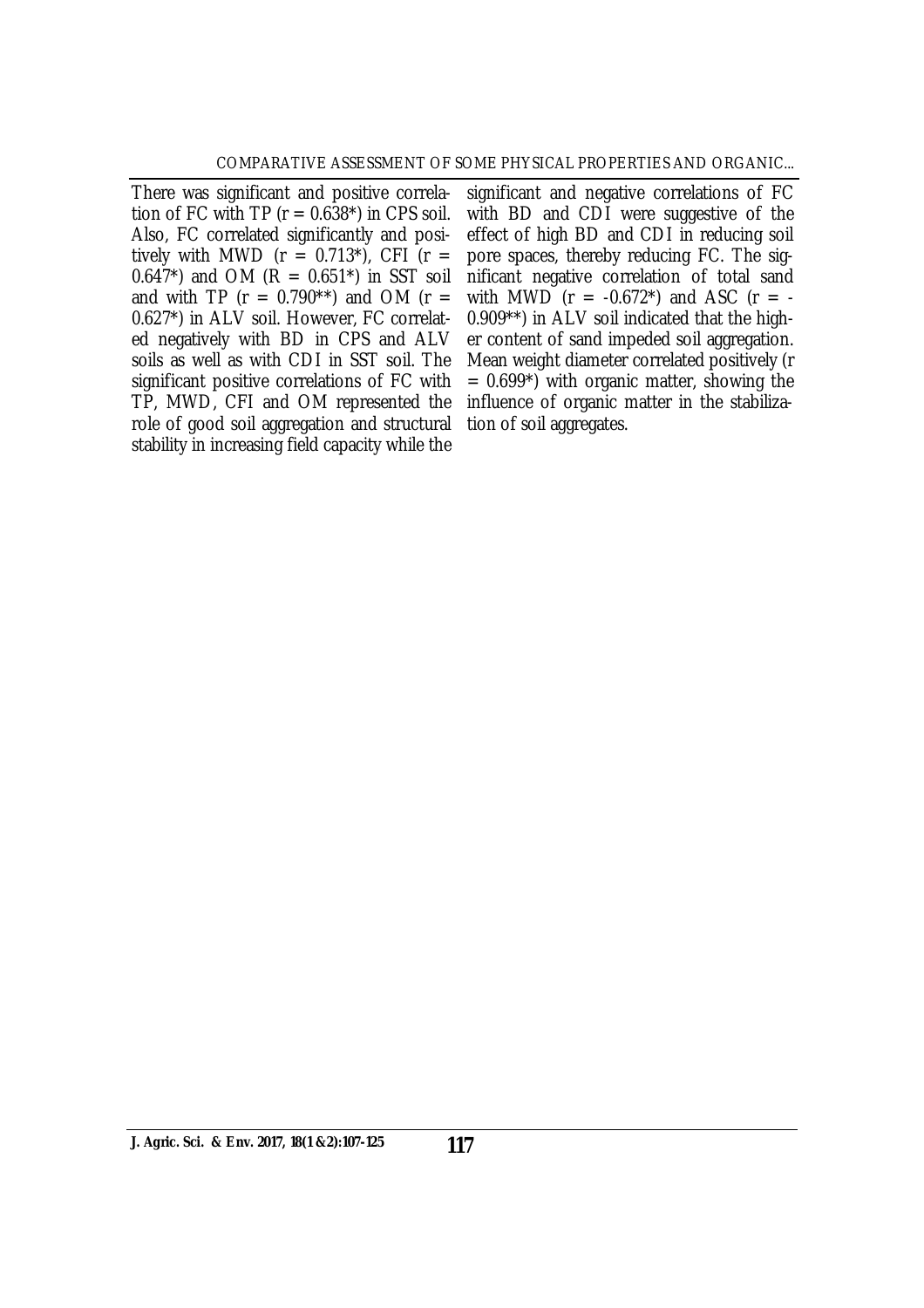There was significant and positive correlation of FC with TP (r = 0.638*) in CPS soil. Also, FC correlated significantly and positively with MWD (r = 0.713*), CFI (r = 0.647*) and OM (R = 0.651*) in SST soil and with TP (r = 0.790**) and OM (r = 0.627*) in ALV soil. However, FC correlated negatively with BD in CPS and ALV soils as well as with CDI in SST soil. The significant positive correlations of FC with TP, MWD, CFI and OM represented the role of good soil aggregation and structural stability in increasing field capacity while the significant and negative correlations of FC with BD and CDI were suggestive of the effect of high BD and CDI in reducing soil pore spaces, thereby reducing FC. The significant negative correlation of total sand with MWD (r = -0.672*) and ASC (r = -0.909**) in ALV soil indicated that the higher content of sand impeded soil aggregation. Mean weight diameter correlated positively (r = 0.699*) with organic matter, showing the influence of organic matter in the stabilization of soil aggregates.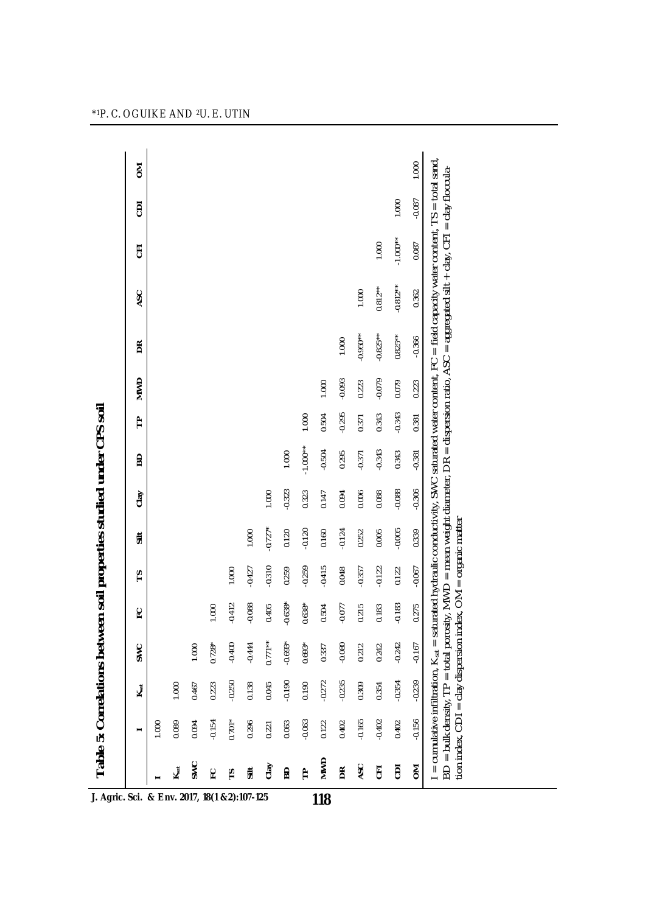**Table 5: Correlations between soil properties studied under CPS soil**

| | I | $K_{sat}$ | SWC | FC | TS | Silt | Clay | BD | TP | MWD | DR | ASC | CFI | CDI | OM |
|---|---|---|---|---|---|---|---|---|---|---|---|---|---|---|---|
| I | 1.000 | | | | | | | | | | | | | | |
| $K_{sat}$ | 0.089 | 1.000 | | | | | | | | | | | | | |
| SWC | 0.094 | 0.467 | 1.000 | | | | | | | | | | | | |
| FC | -0.154 | 0.223 | 0.728* | 1.000 | | | | | | | | | | | |
| TS | 0.701* | -0.250 | -0.400 | -0.412 | 1.000 | | | | | | | | | | |
| Silt | 0.296 | 0.138 | -0.444 | -0.088 | -0.427 | 1.000 | | | | | | | | | |
| Clay | 0.221 | 0.045 | 0.771** | 0.405 | -0.310 | -0.727* | 1.000 | | | | | | | | |
| BD | 0.063 | -0.190 | -0.693* | -0.638* | 0.259 | 0.120 | -0.323 | 1.000 | | | | | | | |
| TP | -0.063 | 0.190 | 0.693* | 0.638* | -0.259 | -0.120 | 0.323 | -1.000** | 1.000 | | | | | | |
| MWD | 0.122 | -0.272 | 0.337 | 0.504 | -0.415 | 0.160 | 0.147 | -0.504 | 0.504 | 1.000 | | | | | |
| DR | 0.402 | -0.235 | -0.080 | -0.077 | 0.048 | -0.124 | 0.094 | 0.295 | -0.295 | -0.093 | 1.000 | | | | |
| ASC | -0.165 | 0.309 | 0.212 | 0.215 | -0.357 | 0.252 | 0.006 | -0.371 | 0.371 | 0.223 | -0.950** | 1.000 | | | |
| CFI | -0.402 | 0.354 | 0.242 | 0.183 | -0.122 | 0.005 | 0.088 | -0.343 | 0.343 | -0.079 | -0.825** | 0.812** | 1.000 | | |
| CDI | 0.402 | -0.354 | -0.242 | -0.183 | 0.122 | -0.005 | -0.088 | 0.343 | -0.343 | 0.079 | 0.825** | -0.812** | -1.000** | 1.000 | |
| OM | -0.156 | -0.239 | -0.167 | 0.275 | -0.067 | 0.339 | -0.306 | -0.381 | 0.381 | 0.223 | -0.366 | 0.362 | 0.087 | -0.087 | 1.000 |

I = cumulative infiltration, $K_{sat}$ = saturated hydraulic conductivity, SWC saturated water content, FC = field capacity water content, TS = total sand, BD = bulk density, TP = total porosity, MWD = mean weight diameter, DR = dispersion ratio, ASC = aggregated silt + clay, CFI = clay flocculation index, CDI = clay dispersion index, OM = organic matter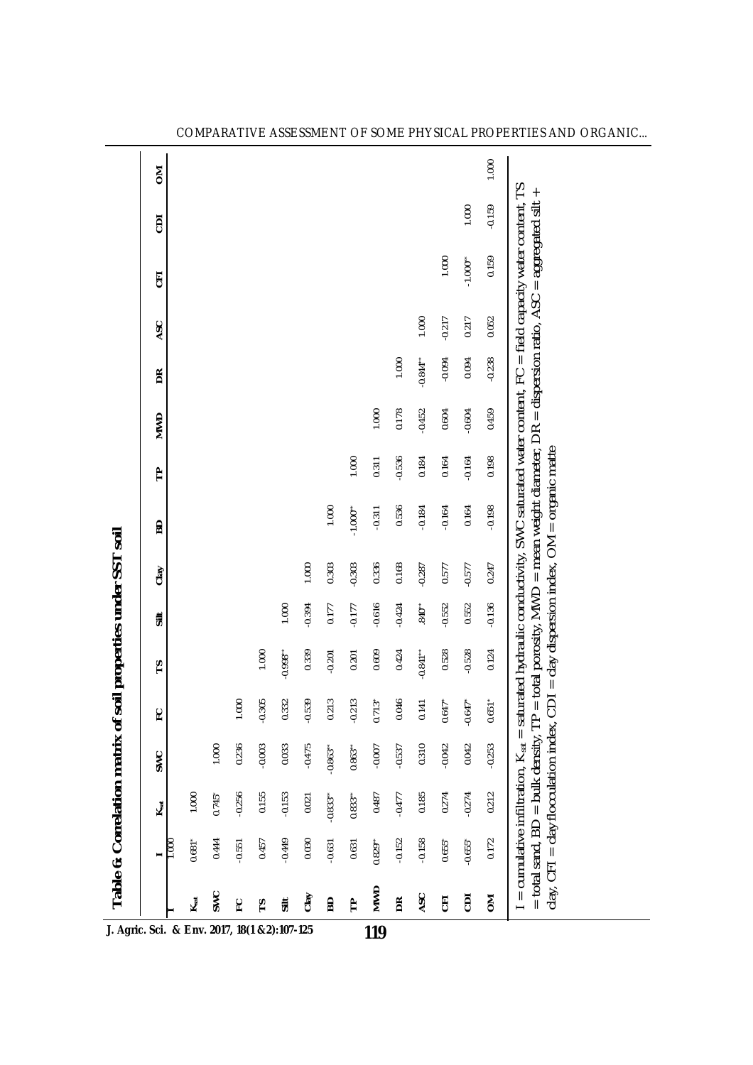**Table 6: Correlation matrix of soil properties under SST soil**

| | I | $K_{sat}$ | SWC | FC | TS | Silt | Clay | BD | TP | MWD | DR | ASC | CFI | CDI | OM |
|---|---|---|---|---|---|---|---|---|---|---|---|---|---|---|---|
| I | 1.000 | | | | | | | | | | | | | | |
| $K_{sat}$ | 0.681* | 1.000 | | | | | | | | | | | | | |
| SWC | 0.444 | 0.715* | 1.000 | | | | | | | | | | | | |
| FC | -0.551 | -0.256 | 0.236 | 1.000 | | | | | | | | | | | |
| TS | 0.457 | 0.155 | -0.003 | -0.305 | 1.000 | | | | | | | | | | |
| Silt | -0.449 | -0.153 | 0.033 | 0.332 | -0.998** | 1.000 | | | | | | | | | |
| Clay | 0.030 | 0.021 | -0.475 | -0.539 | 0.339 | -0.394 | 1.000 | | | | | | | | |
| BD | -0.631 | -0.833** | -0.863** | 0.213 | -0.201 | 0.177 | 0.303 | 1.000 | | | | | | | |
| TP | 0.631 | 0.833** | 0.863** | -0.213 | 0.201 | -0.177 | -0.303 | -1.000** | 1.000 | | | | | | |
| MWD | 0.829** | 0.487 | -0.007 | 0.713* | 0.609 | -0.616 | 0.336 | -0.311 | 0.311 | 1.000 | | | | | |
| DR | -0.152 | -0.477 | -0.537 | 0.046 | 0.424 | -0.424 | 0.168 | 0.536 | -0.536 | 0.178 | 1.000 | | | | |
| ASC | -0.158 | 0.185 | 0.310 | 0.141 | -0.841** | .840** | -0.287 | -0.184 | 0.184 | -0.452 | -0.844** | 1.000 | | | |
| CFI | 0.655* | 0.274 | -0.042 | 0.647* | 0.528 | -0.552 | 0.577 | -0.164 | 0.164 | 0.604 | -0.094 | -0.217 | 1.000 | | |
| CDI | -0.655* | -0.274 | 0.042 | -0.647* | -0.528 | 0.552 | -0.577 | 0.164 | -0.164 | -0.604 | 0.094 | 0.217 | -1.000** | 1.000 | |
| OM | 0.172 | 0.212 | -0.253 | 0.651* | 0.124 | -0.136 | 0.247 | -0.198 | 0.198 | 0.459 | -0.238 | 0.052 | 0.159 | -0.159 | 1.000 |

I = cumulative infiltration, $K_{sat}$ = saturated hydraulic conductivity, SWC saturated water content, FC = field capacity water content, TS = total sand, BD = bulk density, TP = total porosity, MWD = mean weight diameter, DR = dispersion ratio, ASC = aggregated silt + clay, CFI = clay flocculation index, CDI = clay dispersion index, OM = organic matte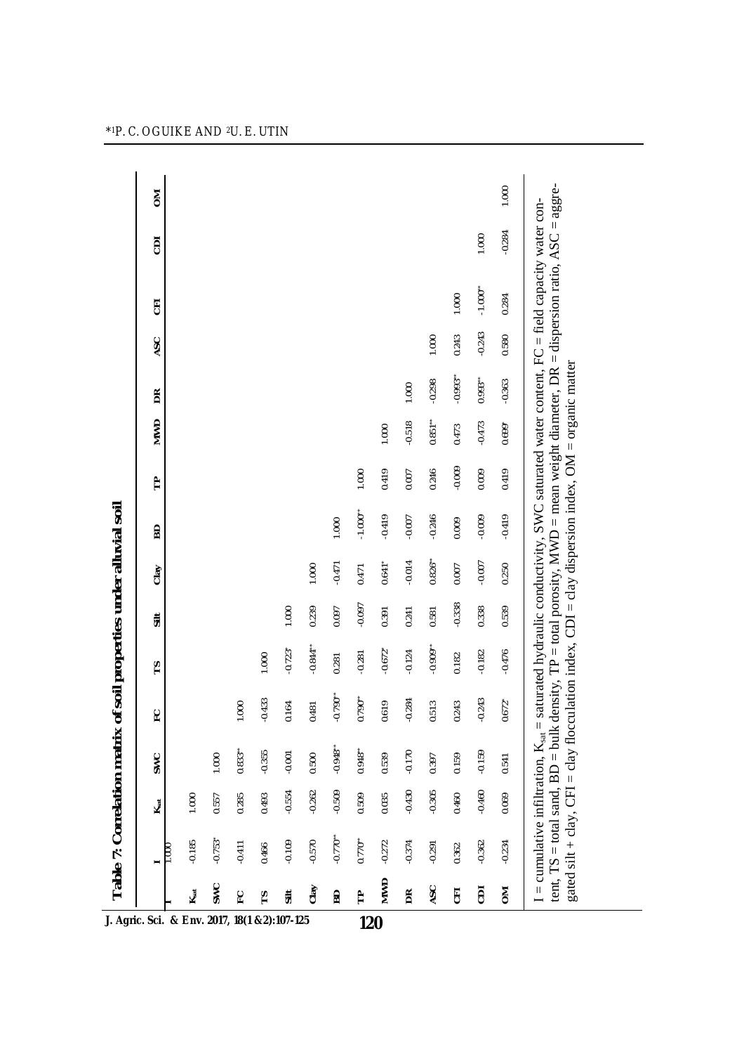**Table 7: Correlation matrix of soil properties under alluvial soil**

| | I | $K_{sat}$ | SWC | FC | TS | Silt | Clay | BD | TP | MWD | DR | ASC | CFI | CDI | OM |
|---|---|---|---|---|---|---|---|---|---|---|---|---|---|---|---|
| I | 1.000 | | | | | | | | | | | | | | |
| $K_{sat}$ | -0.185 | 1.000 | | | | | | | | | | | | | |
| SWC | -0.753* | 0.557 | 1.000 | | | | | | | | | | | | |
| FC | -0.411 | 0.285 | 0.833** | 1.000 | | | | | | | | | | | |
| TS | 0.466 | 0.493 | -0.355 | -0.433 | 1.000 | | | | | | | | | | |
| Silt | -0.109 | -0.554 | -0.001 | 0.164 | -0.723* | 1.000 | | | | | | | | | |
| Clay | -0.570 | -0.262 | 0.500 | 0.481 | -0.844** | 0.239 | 1.000 | | | | | | | | |
| BD | -0.770** | -0.509 | -0.948** | -0.790** | 0.281 | 0.097 | -0.471 | 1.000 | | | | | | | |
| TP | 0.770** | 0.509 | 0.948** | 0.790** | -0.281 | -0.097 | 0.471 | -1.000** | 1.000 | | | | | | |
| MWD | -0.272 | 0.035 | 0.539 | 0.619 | -0.672* | 0.391 | 0.641* | -0.419 | 0.419 | 1.000 | | | | | |
| DR | -0.374 | -0.430 | -0.170 | -0.284 | -0.124 | 0.241 | -0.014 | -0.007 | 0.007 | -0.518 | 1.000 | | | | |
| ASC | -0.291 | -0.305 | 0.397 | 0.513 | -0.909** | 0.581 | 0.826** | -0.246 | 0.246 | 0.851** | -0.298 | 1.000 | | | |
| CFI | 0.362 | 0.460 | 0.159 | 0.243 | 0.182 | -0.338 | 0.007 | 0.009 | -0.009 | 0.473 | -0.993** | 0.243 | 1.000 | | |
| CDI | -0.362 | -0.460 | -0.159 | -0.243 | -0.182 | 0.338 | -0.007 | -0.009 | 0.009 | -0.473 | 0.993** | -0.243 | -1.000** | 1.000 | |
| OM | -0.234 | 0.069 | 0.541 | 0.672* | -0.476 | 0.539 | 0.250 | -0.419 | 0.419 | 0.699* | -0.363 | 0.580 | 0.284 | -0.284 | 1.000 |

I = cumulative infiltration, $K_{sat}$ = saturated hydraulic conductivity, SWC saturated water content, FC = field capacity water content, TS = total sand, BD = bulk density, TP = total porosity, MWD = mean weight diameter, DR = dispersion ratio, ASC = aggregated silt + clay, CFI = clay flocculation index, CDI = clay dispersion index, OM = organic matter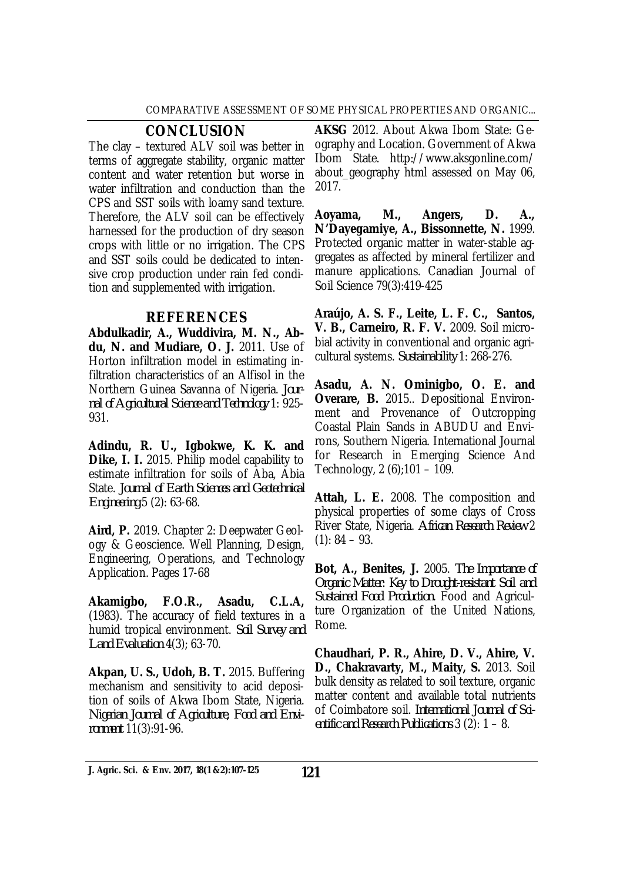## CONCLUSION

The clay – textured ALV soil was better in terms of aggregate stability, organic matter content and water retention but worse in water infiltration and conduction than the CPS and SST soils with loamy sand texture. Therefore, the ALV soil can be effectively harnessed for the production of dry season crops with little or no irrigation. The CPS and SST soils could be dedicated to intensive crop production under rain fed condition and supplemented with irrigation.

## REFERENCES

**Abdulkadir, A., Wuddivira, M. N., Abdu, N. and Mudiare, O. J.** 2011. Use of Horton infiltration model in estimating infiltration characteristics of an Alfisol in the Northern Guinea Savanna of Nigeria. *Journal of Agricultural Science and Technology* 1: 925-931.

**Adindu, R. U., Igbokwe, K. K. and Dike, I. I.** 2015. Philip model capability to estimate infiltration for soils of Aba, Abia State. *Journal of Earth Sciences and Geotechnical Engineering* 5 (2): 63-68.

**Aird, P.** 2019. Chapter 2: Deepwater Geology & Geoscience. Well Planning, Design, Engineering, Operations, and Technology Application. Pages 17-68

**Akamigbo, F.O.R., Asadu, C.L.A,** (1983). The accuracy of field textures in a humid tropical environment. *Soil Survey and Land Evaluation* 4(3); 63-70.

**Akpan, U. S., Udoh, B. T.** 2015. Buffering mechanism and sensitivity to acid deposition of soils of Akwa Ibom State, Nigeria. *Nigerian Journal of Agriculture, Food and Environment* 11(3):91-96.

**AKSG** 2012. About Akwa Ibom State: Geography and Location. Government of Akwa Ibom State. http://www.aksgonline.com/about_geography html assessed on May 06, 2017.

**Aoyama, M., Angers, D. A., N'Dayegamiye, A., Bissonnette, N.** 1999. Protected organic matter in water-stable aggregates as affected by mineral fertilizer and manure applications. Canadian Journal of Soil Science 79(3):419-425

**Araújo, A. S. F., Leite, L. F. C., Santos, V. B., Carneiro, R. F. V.** 2009. Soil microbial activity in conventional and organic agricultural systems. *Sustainability* 1: 268-276.

**Asadu, A. N. Ominigbo, O. E. and Overare, B.** 2015.. Depositional Environment and Provenance of Outcropping Coastal Plain Sands in ABUDU and Environs, Southern Nigeria. International Journal for Research in Emerging Science And Technology, 2 (6);101 – 109.

**Attah, L. E.** 2008. The composition and physical properties of some clays of Cross River State, Nigeria. *African Research Review* 2 (1): 84 – 93.

**Bot, A., Benites, J.** 2005. *The Importance of Organic Matter: Key to Drought-resistant Soil and Sustained Food Production.* Food and Agriculture Organization of the United Nations, Rome.

**Chaudhari, P. R., Ahire, D. V., Ahire, V. D., Chakravarty, M., Maity, S.** 2013. Soil bulk density as related to soil texture, organic matter content and available total nutrients of Coimbatore soil. *International Journal of Scientific and Research Publications* 3 (2): 1 – 8.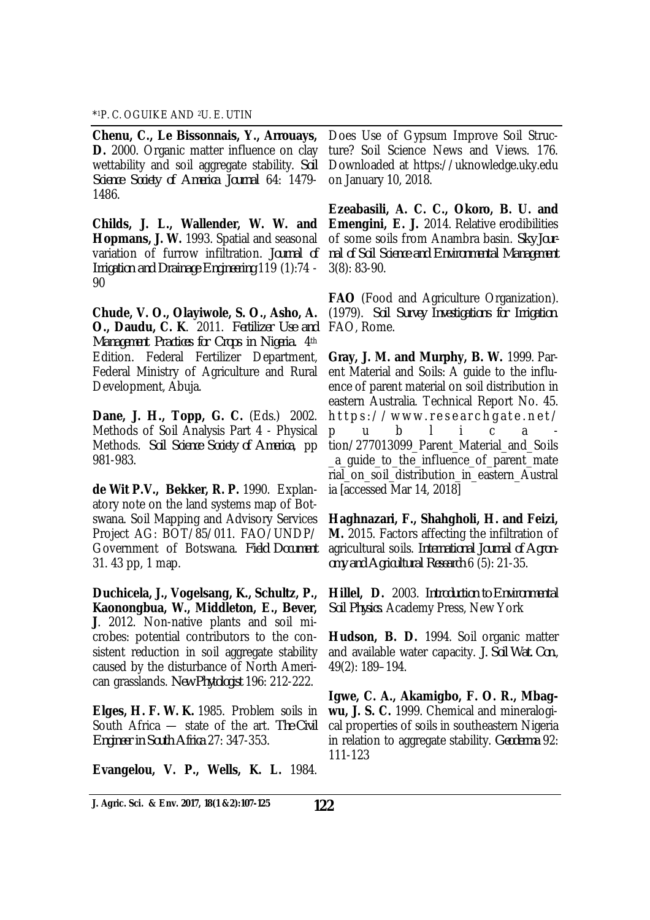**Chenu, C., Le Bissonnais, Y., Arrouays, D.** 2000. Organic matter influence on clay wettability and soil aggregate stability. *Soil Science Society of America Journal* 64: 1479-1486.

**Childs, J. L., Wallender, W. W. and Hopmans, J. W.** 1993. Spatial and seasonal variation of furrow infiltration. *Journal of Irrigation and Drainage Engineering* 119 (1):74 - 90

**Chude, V. O., Olayiwole, S. O., Asho, A. O., Daudu, C. K**. 2011. *Fertilizer Use and Management Practices for Crops in Nigeria*. 4th Edition. Federal Fertilizer Department, Federal Ministry of Agriculture and Rural Development, Abuja.

**Dane, J. H., Topp, G. C.** (Eds.) 2002. Methods of Soil Analysis Part 4 - Physical Methods. *Soil Science Society of America*, pp 981-983.

**de Wit P.V., Bekker, R. P.** 1990. Explanatory note on the land systems map of Botswana. Soil Mapping and Advisory Services Project AG: BOT/85/011. FAO/UNDP/ Government of Botswana. *Field Document* 31. 43 pp, 1 map.

**Duchicela, J., Vogelsang, K., Schultz, P., Kaonongbua, W., Middleton, E., Bever, J**. 2012. Non-native plants and soil microbes: potential contributors to the consistent reduction in soil aggregate stability caused by the disturbance of North American grasslands. *New Phytologist* 196: 212-222.

**Elges, H. F. W. K.** 1985. Problem soils in South Africa — state of the art. *The Civil Engineer in South Africa* 27: 347-353.

**Evangelou, V. P., Wells, K. L.** 1984. Does Use of Gypsum Improve Soil Structure? Soil Science News and Views. 176. Downloaded at https://uknowledge.uky.edu on January 10, 2018.

**Ezeabasili, A. C. C., Okoro, B. U. and Emengini, E. J.** 2014. Relative erodibilities of some soils from Anambra basin. *Sky Journal of Soil Science and Environmental Management* 3(8): 83-90.

**FAO** (Food and Agriculture Organization). (1979). *Soil Survey Investigations for Irrigation*. FAO, Rome.

**Gray, J. M. and Murphy, B. W.** 1999. Parent Material and Soils: A guide to the influence of parent material on soil distribution in eastern Australia. Technical Report No. 45. https://www.researchgate.net/publication/277013099_Parent_Material_and_Soils_a_guide_to_the_influence_of_parent_material_on_soil_distribution_in_eastern_Australia [accessed Mar 14, 2018]

**Haghnazari, F., Shahgholi, H. and Feizi, M.** 2015. Factors affecting the infiltration of agricultural soils. *International Journal of Agronomy and Agricultural Research* 6 (5): 21-35.

**Hillel, D.** 2003. *Introduction to Environmental Soil Physics*. Academy Press, New York

**Hudson, B. D.** 1994. Soil organic matter and available water capacity. *J. Soil Wat. Con*, 49(2): 189–194.

**Igwe, C. A., Akamigbo, F. O. R., Mbagwu, J. S. C.** 1999. Chemical and mineralogical properties of soils in southeastern Nigeria in relation to aggregate stability. *Geoderma* 92: 111-123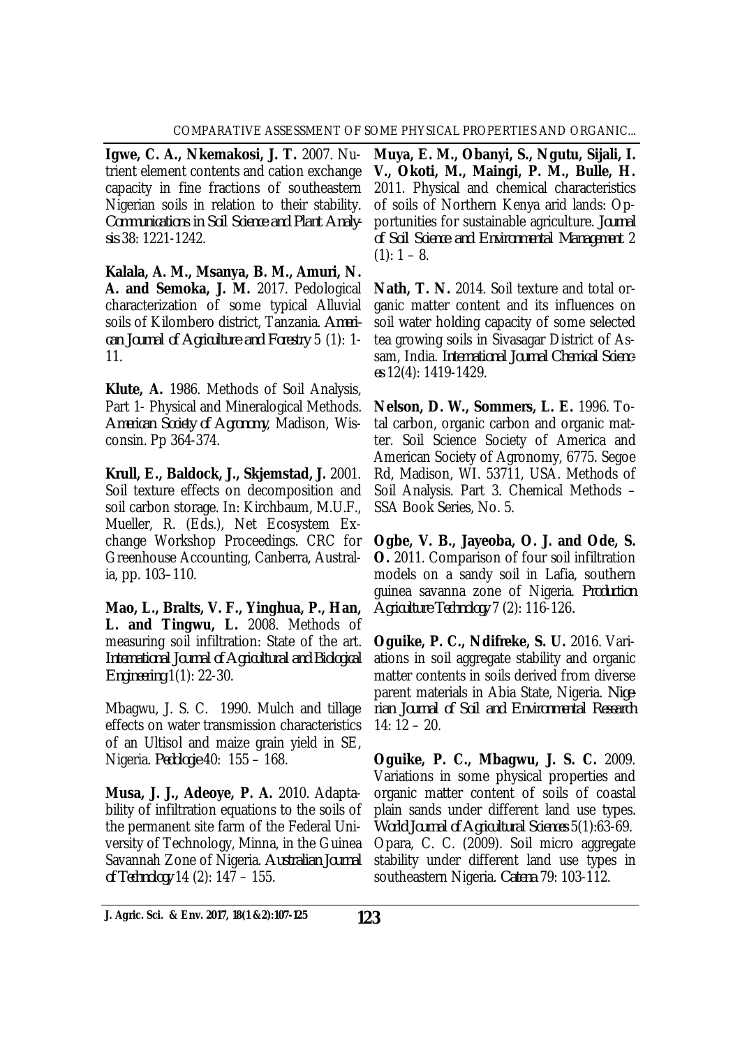**Igwe, C. A., Nkemakosi, J. T.** 2007. Nutrient element contents and cation exchange capacity in fine fractions of southeastern Nigerian soils in relation to their stability. *Communications in Soil Science and Plant Analysis* 38: 1221-1242.

**Kalala, A. M., Msanya, B. M., Amuri, N. A. and Semoka, J. M.** 2017. Pedological characterization of some typical Alluvial soils of Kilombero district, Tanzania. *American Journal of Agriculture and Forestry* 5 (1): 1-11.

**Klute, A.** 1986. Methods of Soil Analysis, Part 1- Physical and Mineralogical Methods. *American Society of Agronomy*, Madison, Wisconsin. Pp 364-374.

**Krull, E., Baldock, J., Skjemstad, J.** 2001. Soil texture effects on decomposition and soil carbon storage. In: Kirchbaum, M.U.F., Mueller, R. (Eds.), Net Ecosystem Exchange Workshop Proceedings. CRC for Greenhouse Accounting, Canberra, Australia, pp. 103–110.

**Mao, L., Bralts, V. F., Yinghua, P., Han, L. and Tingwu, L.** 2008. Methods of measuring soil infiltration: State of the art. *International Journal of Agricultural and Biological Engineering* 1(1): 22-30.

Mbagwu, J. S. C. 1990. Mulch and tillage effects on water transmission characteristics of an Ultisol and maize grain yield in SE, Nigeria. *Pedologie* 40: 155 – 168.

**Musa, J. J., Adeoye, P. A.** 2010. Adaptability of infiltration equations to the soils of the permanent site farm of the Federal University of Technology, Minna, in the Guinea Savannah Zone of Nigeria. *Australian Journal of Technology* 14 (2): 147 – 155.

**Muya, E. M., Obanyi, S., Ngutu, Sijali, I. V., Okoti, M., Maingi, P. M., Bulle, H.** 2011. Physical and chemical characteristics of soils of Northern Kenya arid lands: Opportunities for sustainable agriculture. *Journal of Soil Science and Environmental Management* 2 (1): 1 – 8.

**Nath, T. N.** 2014. Soil texture and total organic matter content and its influences on soil water holding capacity of some selected tea growing soils in Sivasagar District of Assam, India. *International Journal Chemical Sciences* 12(4): 1419-1429.

**Nelson, D. W., Sommers, L. E.** 1996. Total carbon, organic carbon and organic matter. Soil Science Society of America and American Society of Agronomy, 6775. Segoe Rd, Madison, WI. 53711, USA. Methods of Soil Analysis. Part 3. Chemical Methods – SSA Book Series, No. 5.

**Ogbe, V. B., Jayeoba, O. J. and Ode, S. O.** 2011. Comparison of four soil infiltration models on a sandy soil in Lafia, southern guinea savanna zone of Nigeria. *Production Agriculture Technology* 7 (2): 116-126.

**Oguike, P. C., Ndifreke, S. U.** 2016. Variations in soil aggregate stability and organic matter contents in soils derived from diverse parent materials in Abia State, Nigeria. *Nigerian Journal of Soil and Environmental Research* 14: 12 – 20.

**Oguike, P. C., Mbagwu, J. S. C.** 2009. Variations in some physical properties and organic matter content of soils of coastal plain sands under different land use types. *World Journal of Agricultural Sciences* 5(1):63-69.

Opara, C. C. (2009). Soil micro aggregate stability under different land use types in southeastern Nigeria. *Catena* 79: 103-112.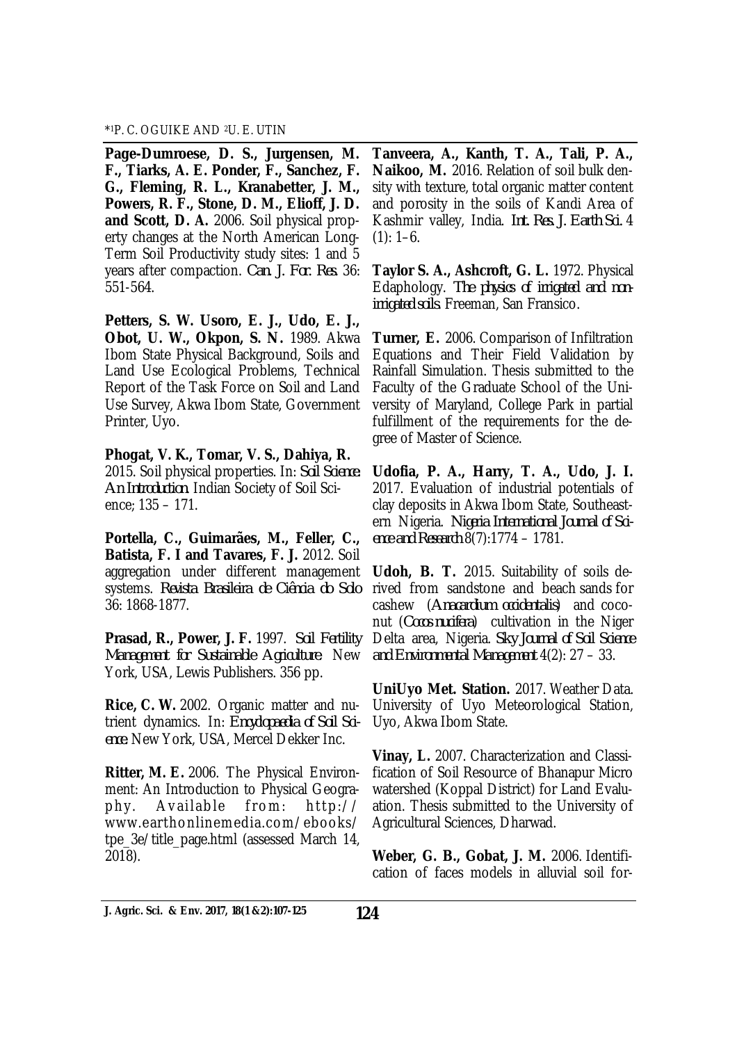**Page-Dumroese, D. S., Jurgensen, M. F., Tiarks, A. E. Ponder, F., Sanchez, F. G., Fleming, R. L., Kranabetter, J. M., Powers, R. F., Stone, D. M., Elioff, J. D. and Scott, D. A.** 2006. Soil physical property changes at the North American Long-Term Soil Productivity study sites: 1 and 5 years after compaction. *Can. J. For. Res.* 36: 551-564.

**Petters, S. W. Usoro, E. J., Udo, E. J., Obot, U. W., Okpon, S. N.** 1989. Akwa Ibom State Physical Background, Soils and Land Use Ecological Problems, Technical Report of the Task Force on Soil and Land Use Survey, Akwa Ibom State, Government Printer, Uyo.

**Phogat, V. K., Tomar, V. S., Dahiya, R.** 2015. Soil physical properties. In: *Soil Science: An Introduction*. Indian Society of Soil Science; 135 – 171.

**Portella, C., Guimarães, M., Feller, C., Batista, F. I and Tavares, F. J.** 2012. Soil aggregation under different management systems. *Revista Brasileira de Ciência do Solo* 36: 1868-1877.

**Prasad, R., Power, J. F.** 1997. *Soil Fertility Management for Sustainable Agriculture*. New York, USA, Lewis Publishers. 356 pp.

**Rice, C. W.** 2002. Organic matter and nutrient dynamics. In: *Encyclopaedia of Soil Science*. New York, USA, Mercel Dekker Inc.

**Ritter, M. E.** 2006. The Physical Environment: An Introduction to Physical Geography. Available from: http://www.earthonlinemedia.com/ebooks/tpe_3e/title_page.html (assessed March 14, 2018).

**Tanveera, A., Kanth, T. A., Tali, P. A., Naikoo, M.** 2016. Relation of soil bulk density with texture, total organic matter content and porosity in the soils of Kandi Area of Kashmir valley, India. *Int. Res. J. Earth Sci.* 4 (1): 1–6.

**Taylor S. A., Ashcroft, G. L.** 1972. Physical Edaphology. *The physics of irrigated and non-irrigated soils.* Freeman, San Fransico.

**Turner, E.** 2006. Comparison of Infiltration Equations and Their Field Validation by Rainfall Simulation. Thesis submitted to the Faculty of the Graduate School of the University of Maryland, College Park in partial fulfillment of the requirements for the degree of Master of Science.

**Udofia, P. A., Harry, T. A., Udo, J. I.** 2017. Evaluation of industrial potentials of clay deposits in Akwa Ibom State, Southeastern Nigeria. *Nigeria International Journal of Science and Research* 8(7):1774 – 1781.

**Udoh, B. T.** 2015. Suitability of soils derived from sandstone and beach sands for cashew (*Anacardium occidentalis*) and coconut (*Cocos nucifera*) cultivation in the Niger Delta area, Nigeria. *Sky Journal of Soil Science and Environmental Management* 4(2): 27 – 33.

**UniUyo Met. Station.** 2017. Weather Data. University of Uyo Meteorological Station, Uyo, Akwa Ibom State.

**Vinay, L.** 2007. Characterization and Classification of Soil Resource of Bhanapur Micro watershed (Koppal District) for Land Evaluation. Thesis submitted to the University of Agricultural Sciences, Dharwad.

**Weber, G. B., Gobat, J. M.** 2006. Identification of faces models in alluvial soil for-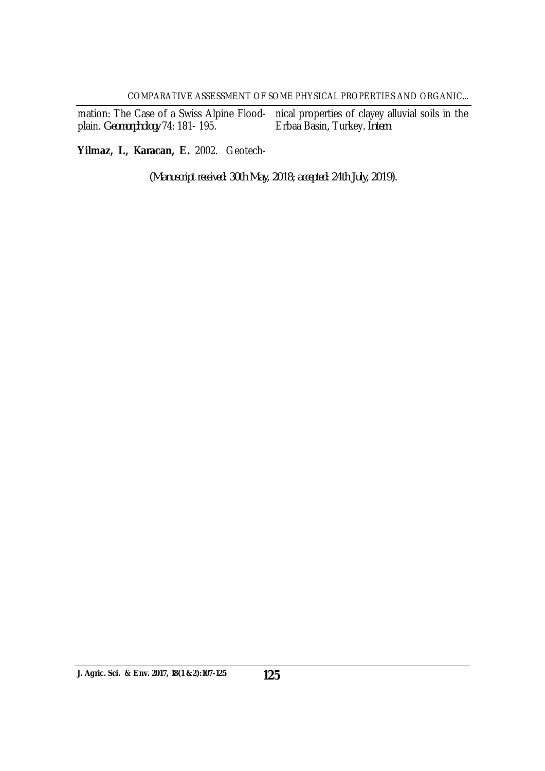mation: The Case of a Swiss Alpine Floodplain. *Geomorphology* 74: 181- 195.

**Yilmaz, I., Karacan, E.** 2002. Geotechnical properties of clayey alluvial soils in the Erbaa Basin, Turkey. *Intern.*

*(Manuscript received: 30th May, 2018; accepted: 24th July, 2019).*